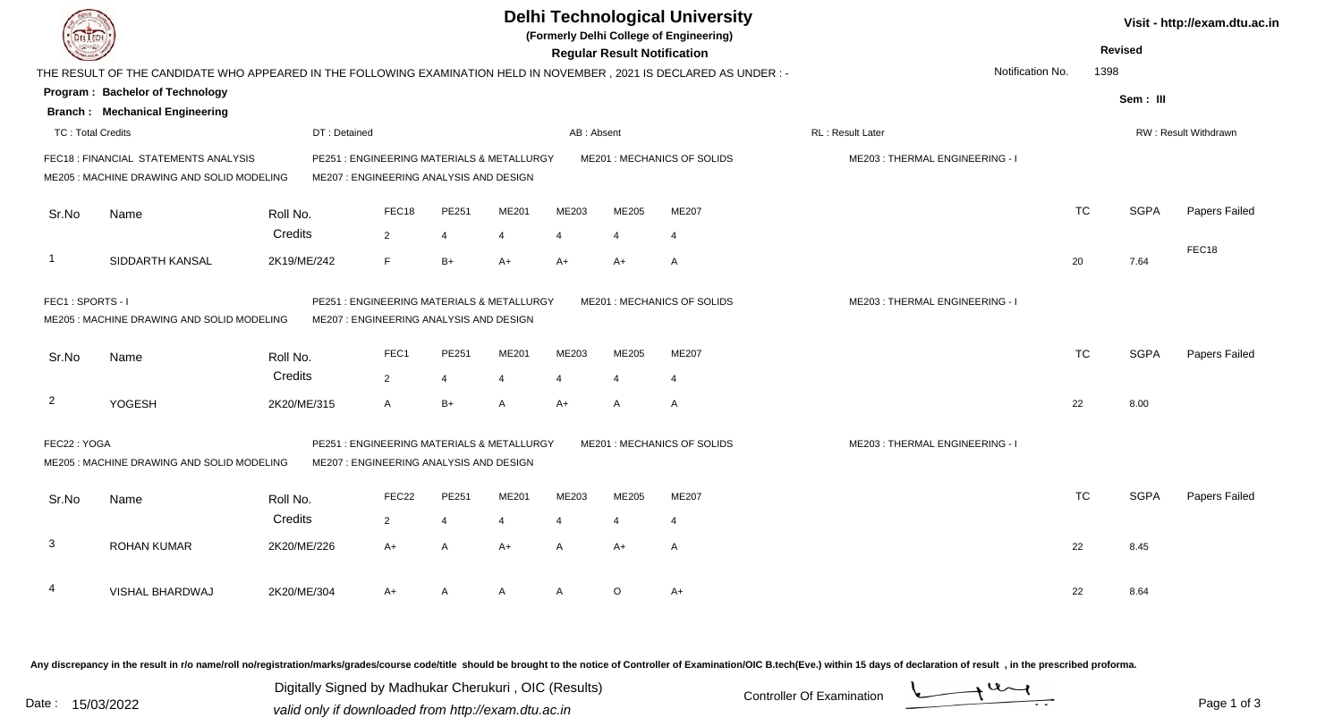# Delhi Technological University

(Formerly Delhi College of Engineering)

**Regular Result Notification**

Visit - http://exam.dtu.ac.in

**Revised**

THE RESULT OF THE CANDIDATE WHO APPEARED IN THE FOLLOWING EXAMINATION HELD IN NOVEMBER , 2021 IS DECLARED AS UNDER : -

Notification No. 1398

**Program : Bachelor of Technology**

**Branch : Mechanical Engineering**

**Sem : III**

TC : Total Credits | DT : Detained | AB : Absent | RL : Result Later | RW : Result Withdrawn

FEC18 : FINANCIAL STATEMENTS ANALYSIS | PE251 : ENGINEERING MATERIALS & METALLURGY | ME201 : MECHANICS OF SOLIDS | ME203 : THERMAL ENGINEERING - I
ME205 : MACHINE DRAWING AND SOLID MODELING | ME207 : ENGINEERING ANALYSIS AND DESIGN

| Sr.No | Name | Roll No. | FEC18 | PE251 | ME201 | ME203 | ME205 | ME207 | TC | SGPA | Papers Failed |
|---|---|---|---|---|---|---|---|---|---|---|---|
| | | Credits | 2 | 4 | 4 | 4 | 4 | 4 | | | |
| 1 | SIDDARTH KANSAL | 2K19/ME/242 | F | B+ | A+ | A+ | A+ | A | 20 | 7.64 | FEC18 |

FEC1 : SPORTS - I | PE251 : ENGINEERING MATERIALS & METALLURGY | ME201 : MECHANICS OF SOLIDS | ME203 : THERMAL ENGINEERING - I
ME205 : MACHINE DRAWING AND SOLID MODELING | ME207 : ENGINEERING ANALYSIS AND DESIGN

| Sr.No | Name | Roll No. | FEC1 | PE251 | ME201 | ME203 | ME205 | ME207 | TC | SGPA | Papers Failed |
|---|---|---|---|---|---|---|---|---|---|---|---|
| | | Credits | 2 | 4 | 4 | 4 | 4 | 4 | | | |
| 2 | YOGESH | 2K20/ME/315 | A | B+ | A | A+ | A | A | 22 | 8.00 | |

FEC22 : YOGA | PE251 : ENGINEERING MATERIALS & METALLURGY | ME201 : MECHANICS OF SOLIDS | ME203 : THERMAL ENGINEERING - I
ME205 : MACHINE DRAWING AND SOLID MODELING | ME207 : ENGINEERING ANALYSIS AND DESIGN

| Sr.No | Name | Roll No. | FEC22 | PE251 | ME201 | ME203 | ME205 | ME207 | TC | SGPA | Papers Failed |
|---|---|---|---|---|---|---|---|---|---|---|---|
| | | Credits | 2 | 4 | 4 | 4 | 4 | 4 | | | |
| 3 | ROHAN KUMAR | 2K20/ME/226 | A+ | A | A+ | A | A+ | A | 22 | 8.45 | |
| 4 | VISHAL BHARDWAJ | 2K20/ME/304 | A+ | A | A | A | O | A+ | 22 | 8.64 | |

Any discrepancy in the result in r/o name/roll no/registration/marks/grades/course code/title should be brought to the notice of Controller of Examination/OIC B.tech(Eve.) within 15 days of declaration of result , in the prescribed proforma.

Date : 15/03/2022

Digitally Signed by Madhukar Cherukuri , OIC (Results)
*valid only if downloaded from http://exam.dtu.ac.in*

Controller Of Examination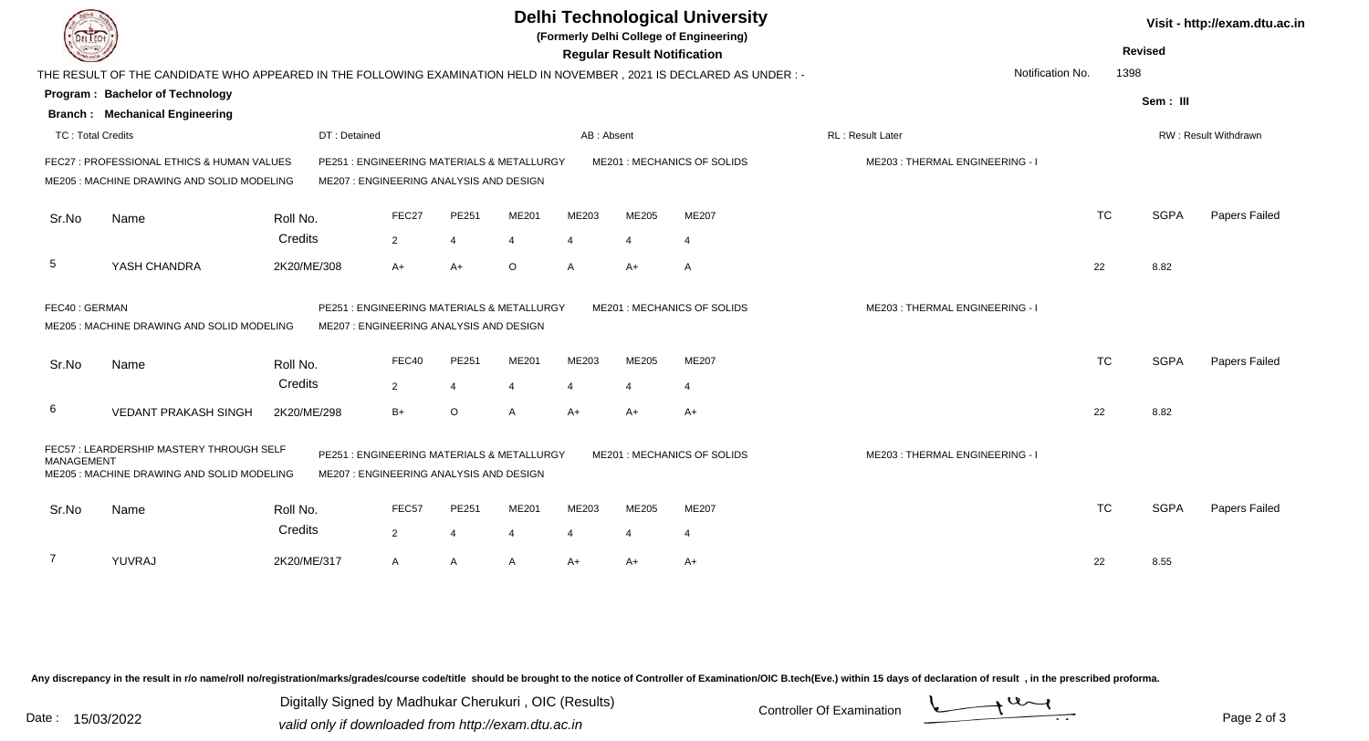# Delhi Technological University

(Formerly Delhi College of Engineering)

**Regular Result Notification**

Visit - http://exam.dtu.ac.in

**Revised**

THE RESULT OF THE CANDIDATE WHO APPEARED IN THE FOLLOWING EXAMINATION HELD IN NOVEMBER , 2021 IS DECLARED AS UNDER : -

Notification No. 1398

**Program : Bachelor of Technology**

**Branch : Mechanical Engineering**

**Sem : III**

TC : Total Credits | DT : Detained | AB : Absent | RL : Result Later | RW : Result Withdrawn

FEC27 : PROFESSIONAL ETHICS & HUMAN VALUES
PE251 : ENGINEERING MATERIALS & METALLURGY
ME201 : MECHANICS OF SOLIDS
ME203 : THERMAL ENGINEERING - I
ME205 : MACHINE DRAWING AND SOLID MODELING
ME207 : ENGINEERING ANALYSIS AND DESIGN

| Sr.No | Name | Roll No. | FEC27 | PE251 | ME201 | ME203 | ME205 | ME207 | TC | SGPA | Papers Failed |
|---|---|---|---|---|---|---|---|---|---|---|---|
| | | Credits | 2 | 4 | 4 | 4 | 4 | 4 | | | |
| 5 | YASH CHANDRA | 2K20/ME/308 | A+ | A+ | O | A | A+ | A | 22 | 8.82 | |

FEC40 : GERMAN
PE251 : ENGINEERING MATERIALS & METALLURGY
ME201 : MECHANICS OF SOLIDS
ME203 : THERMAL ENGINEERING - I
ME205 : MACHINE DRAWING AND SOLID MODELING
ME207 : ENGINEERING ANALYSIS AND DESIGN

| Sr.No | Name | Roll No. | FEC40 | PE251 | ME201 | ME203 | ME205 | ME207 | TC | SGPA | Papers Failed |
|---|---|---|---|---|---|---|---|---|---|---|---|
| | | Credits | 2 | 4 | 4 | 4 | 4 | 4 | | | |
| 6 | VEDANT PRAKASH SINGH | 2K20/ME/298 | B+ | O | A | A+ | A+ | A+ | 22 | 8.82 | |

FEC57 : LEARDERSHIP MASTERY THROUGH SELF MANAGEMENT
PE251 : ENGINEERING MATERIALS & METALLURGY
ME201 : MECHANICS OF SOLIDS
ME203 : THERMAL ENGINEERING - I
ME205 : MACHINE DRAWING AND SOLID MODELING
ME207 : ENGINEERING ANALYSIS AND DESIGN

| Sr.No | Name | Roll No. | FEC57 | PE251 | ME201 | ME203 | ME205 | ME207 | TC | SGPA | Papers Failed |
|---|---|---|---|---|---|---|---|---|---|---|---|
| | | Credits | 2 | 4 | 4 | 4 | 4 | 4 | | | |
| 7 | YUVRAJ | 2K20/ME/317 | A | A | A | A+ | A+ | A+ | 22 | 8.55 | |

Any discrepancy in the result in r/o name/roll no/registration/marks/grades/course code/title should be brought to the notice of Controller of Examination/OIC B.tech(Eve.) within 15 days of declaration of result , in the prescribed proforma.

Date : 15/03/2022

Digitally Signed by Madhukar Cherukuri , OIC (Results)
valid only if downloaded from http://exam.dtu.ac.in

Controller Of Examination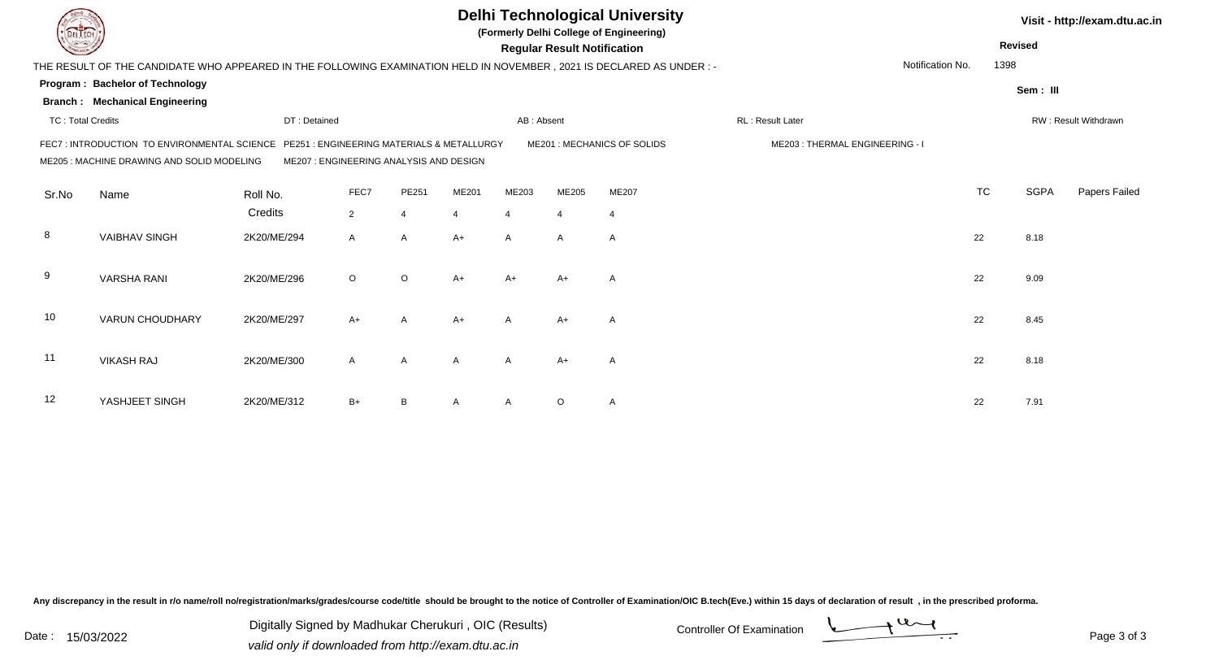# Delhi Technological University

**(Formerly Delhi College of Engineering)**

**Regular Result Notification**

Visit - http://exam.dtu.ac.in

**Revised**

THE RESULT OF THE CANDIDATE WHO APPEARED IN THE FOLLOWING EXAMINATION HELD IN NOVEMBER , 2021 IS DECLARED AS UNDER : -

Notification No. 1398

**Program : Bachelor of Technology**

**Branch : Mechanical Engineering**

**Sem : III**

TC : Total Credits | DT : Detained | AB : Absent | RL : Result Later | RW : Result Withdrawn

FEC7 : INTRODUCTION TO ENVIRONMENTAL SCIENCE
PE251 : ENGINEERING MATERIALS & METALLURGY
ME201 : MECHANICS OF SOLIDS
ME203 : THERMAL ENGINEERING - I
ME205 : MACHINE DRAWING AND SOLID MODELING
ME207 : ENGINEERING ANALYSIS AND DESIGN

| Sr.No | Name | Roll No. | FEC7 | PE251 | ME201 | ME203 | ME205 | ME207 | TC | SGPA | Papers Failed |
|---|---|---|---|---|---|---|---|---|---|---|---|
| | | Credits | 2 | 4 | 4 | 4 | 4 | 4 | | | |
| 8 | VAIBHAV SINGH | 2K20/ME/294 | A | A | A+ | A | A | A | 22 | 8.18 | |
| 9 | VARSHA RANI | 2K20/ME/296 | O | O | A+ | A+ | A+ | A | 22 | 9.09 | |
| 10 | VARUN CHOUDHARY | 2K20/ME/297 | A+ | A | A+ | A | A+ | A | 22 | 8.45 | |
| 11 | VIKASH RAJ | 2K20/ME/300 | A | A | A | A | A+ | A | 22 | 8.18 | |
| 12 | YASHJEET SINGH | 2K20/ME/312 | B+ | B | A | A | O | A | 22 | 7.91 | |

Any discrepancy in the result in r/o name/roll no/registration/marks/grades/course code/title should be brought to the notice of Controller of Examination/OIC B.tech(Eve.) within 15 days of declaration of result , in the prescribed proforma.

Date : 15/03/2022

Digitally Signed by Madhukar Cherukuri , OIC (Results)
*valid only if downloaded from http://exam.dtu.ac.in*

Controller Of Examination